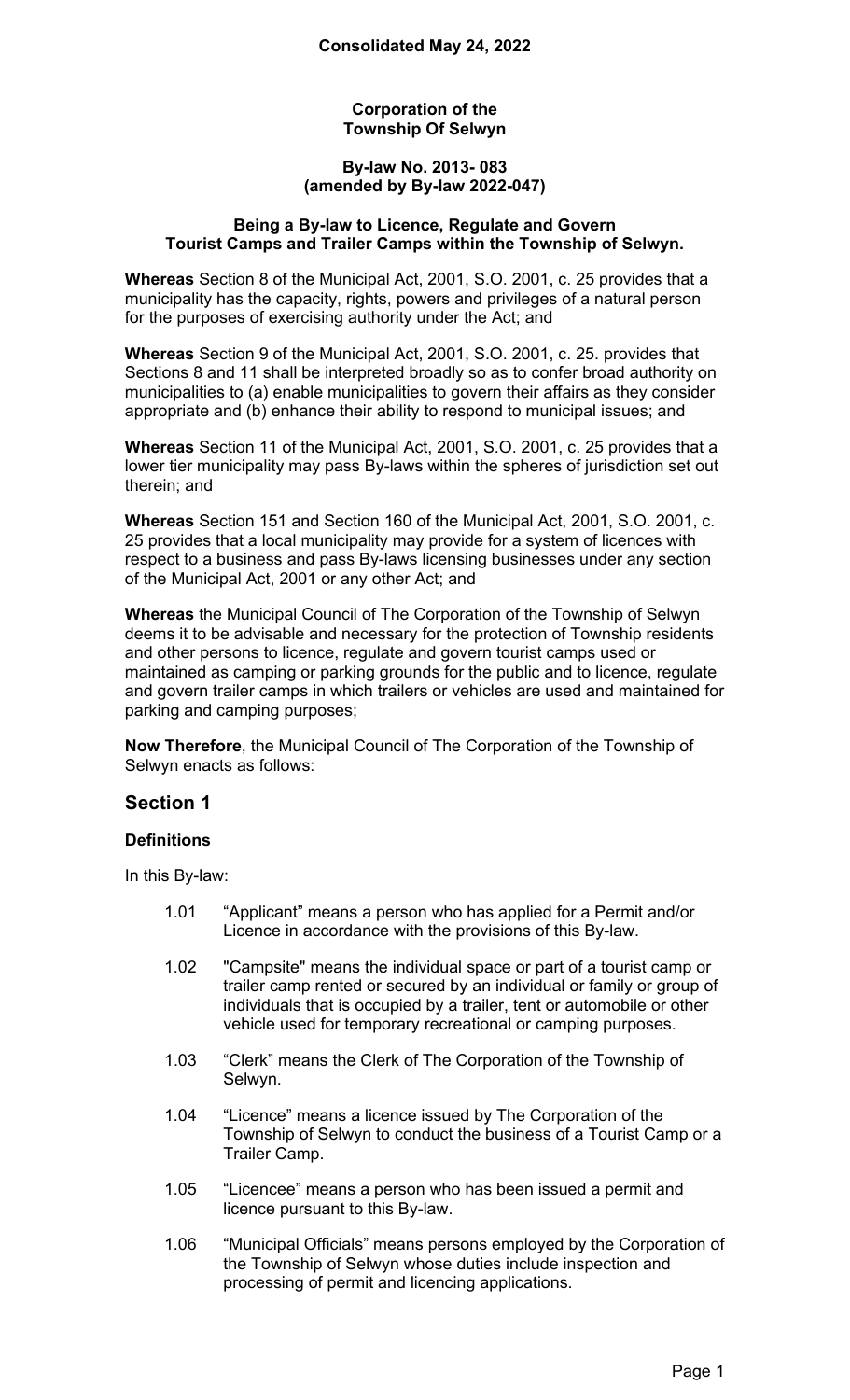**Consolidated May 24, 2022**

**Corporation of the**
**Township Of Selwyn**

**By-law No. 2013- 083**
**(amended by By-law 2022-047)**

**Being a By-law to Licence, Regulate and Govern**
**Tourist Camps and Trailer Camps within the Township of Selwyn.**

**Whereas** Section 8 of the Municipal Act, 2001, S.O. 2001, c. 25 provides that a municipality has the capacity, rights, powers and privileges of a natural person for the purposes of exercising authority under the Act; and

**Whereas** Section 9 of the Municipal Act, 2001, S.O. 2001, c. 25. provides that Sections 8 and 11 shall be interpreted broadly so as to confer broad authority on municipalities to (a) enable municipalities to govern their affairs as they consider appropriate and (b) enhance their ability to respond to municipal issues; and

**Whereas** Section 11 of the Municipal Act, 2001, S.O. 2001, c. 25 provides that a lower tier municipality may pass By-laws within the spheres of jurisdiction set out therein; and

**Whereas** Section 151 and Section 160 of the Municipal Act, 2001, S.O. 2001, c. 25 provides that a local municipality may provide for a system of licences with respect to a business and pass By-laws licensing businesses under any section of the Municipal Act, 2001 or any other Act; and

**Whereas** the Municipal Council of The Corporation of the Township of Selwyn deems it to be advisable and necessary for the protection of Township residents and other persons to licence, regulate and govern tourist camps used or maintained as camping or parking grounds for the public and to licence, regulate and govern trailer camps in which trailers or vehicles are used and maintained for parking and camping purposes;

**Now Therefore**, the Municipal Council of The Corporation of the Township of Selwyn enacts as follows:

## Section 1

### Definitions

In this By-law:

1.01 "Applicant" means a person who has applied for a Permit and/or Licence in accordance with the provisions of this By-law.

1.02 "Campsite" means the individual space or part of a tourist camp or trailer camp rented or secured by an individual or family or group of individuals that is occupied by a trailer, tent or automobile or other vehicle used for temporary recreational or camping purposes.

1.03 "Clerk" means the Clerk of The Corporation of the Township of Selwyn.

1.04 "Licence" means a licence issued by The Corporation of the Township of Selwyn to conduct the business of a Tourist Camp or a Trailer Camp.

1.05 "Licencee" means a person who has been issued a permit and licence pursuant to this By-law.

1.06 "Municipal Officials" means persons employed by the Corporation of the Township of Selwyn whose duties include inspection and processing of permit and licencing applications.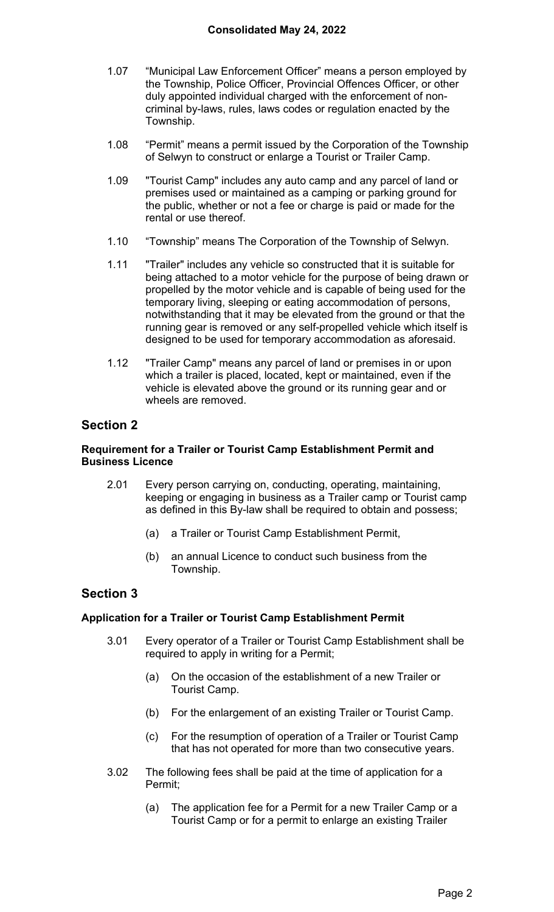1.07 "Municipal Law Enforcement Officer" means a person employed by the Township, Police Officer, Provincial Offences Officer, or other duly appointed individual charged with the enforcement of non-criminal by-laws, rules, laws codes or regulation enacted by the Township.

1.08 "Permit" means a permit issued by the Corporation of the Township of Selwyn to construct or enlarge a Tourist or Trailer Camp.

1.09 "Tourist Camp" includes any auto camp and any parcel of land or premises used or maintained as a camping or parking ground for the public, whether or not a fee or charge is paid or made for the rental or use thereof.

1.10 "Township" means The Corporation of the Township of Selwyn.

1.11 "Trailer" includes any vehicle so constructed that it is suitable for being attached to a motor vehicle for the purpose of being drawn or propelled by the motor vehicle and is capable of being used for the temporary living, sleeping or eating accommodation of persons, notwithstanding that it may be elevated from the ground or that the running gear is removed or any self-propelled vehicle which itself is designed to be used for temporary accommodation as aforesaid.

1.12 "Trailer Camp" means any parcel of land or premises in or upon which a trailer is placed, located, kept or maintained, even if the vehicle is elevated above the ground or its running gear and or wheels are removed.

## Section 2

**Requirement for a Trailer or Tourist Camp Establishment Permit and Business Licence**

2.01 Every person carrying on, conducting, operating, maintaining, keeping or engaging in business as a Trailer camp or Tourist camp as defined in this By-law shall be required to obtain and possess;

(a) a Trailer or Tourist Camp Establishment Permit,

(b) an annual Licence to conduct such business from the Township.

## Section 3

**Application for a Trailer or Tourist Camp Establishment Permit**

3.01 Every operator of a Trailer or Tourist Camp Establishment shall be required to apply in writing for a Permit;

(a) On the occasion of the establishment of a new Trailer or Tourist Camp.

(b) For the enlargement of an existing Trailer or Tourist Camp.

(c) For the resumption of operation of a Trailer or Tourist Camp that has not operated for more than two consecutive years.

3.02 The following fees shall be paid at the time of application for a Permit;

(a) The application fee for a Permit for a new Trailer Camp or a Tourist Camp or for a permit to enlarge an existing Trailer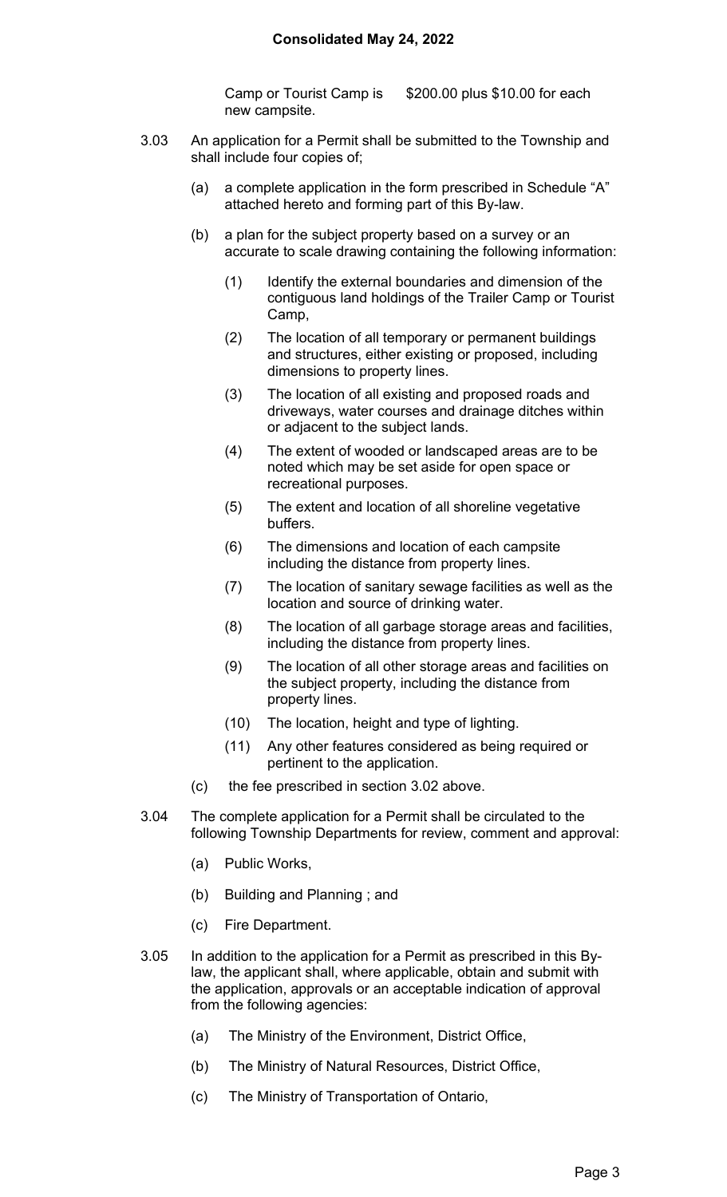Camp or Tourist Camp is $200.00 plus $10.00 for each new campsite.

3.03 An application for a Permit shall be submitted to the Township and shall include four copies of;

(a) a complete application in the form prescribed in Schedule "A" attached hereto and forming part of this By-law.

(b) a plan for the subject property based on a survey or an accurate to scale drawing containing the following information:

(1) Identify the external boundaries and dimension of the contiguous land holdings of the Trailer Camp or Tourist Camp,

(2) The location of all temporary or permanent buildings and structures, either existing or proposed, including dimensions to property lines.

(3) The location of all existing and proposed roads and driveways, water courses and drainage ditches within or adjacent to the subject lands.

(4) The extent of wooded or landscaped areas are to be noted which may be set aside for open space or recreational purposes.

(5) The extent and location of all shoreline vegetative buffers.

(6) The dimensions and location of each campsite including the distance from property lines.

(7) The location of sanitary sewage facilities as well as the location and source of drinking water.

(8) The location of all garbage storage areas and facilities, including the distance from property lines.

(9) The location of all other storage areas and facilities on the subject property, including the distance from property lines.

(10) The location, height and type of lighting.

(11) Any other features considered as being required or pertinent to the application.

(c) the fee prescribed in section 3.02 above.

3.04 The complete application for a Permit shall be circulated to the following Township Departments for review, comment and approval:

(a) Public Works,

(b) Building and Planning ; and

(c) Fire Department.

3.05 In addition to the application for a Permit as prescribed in this By-law, the applicant shall, where applicable, obtain and submit with the application, approvals or an acceptable indication of approval from the following agencies:

(a) The Ministry of the Environment, District Office,

(b) The Ministry of Natural Resources, District Office,

(c) The Ministry of Transportation of Ontario,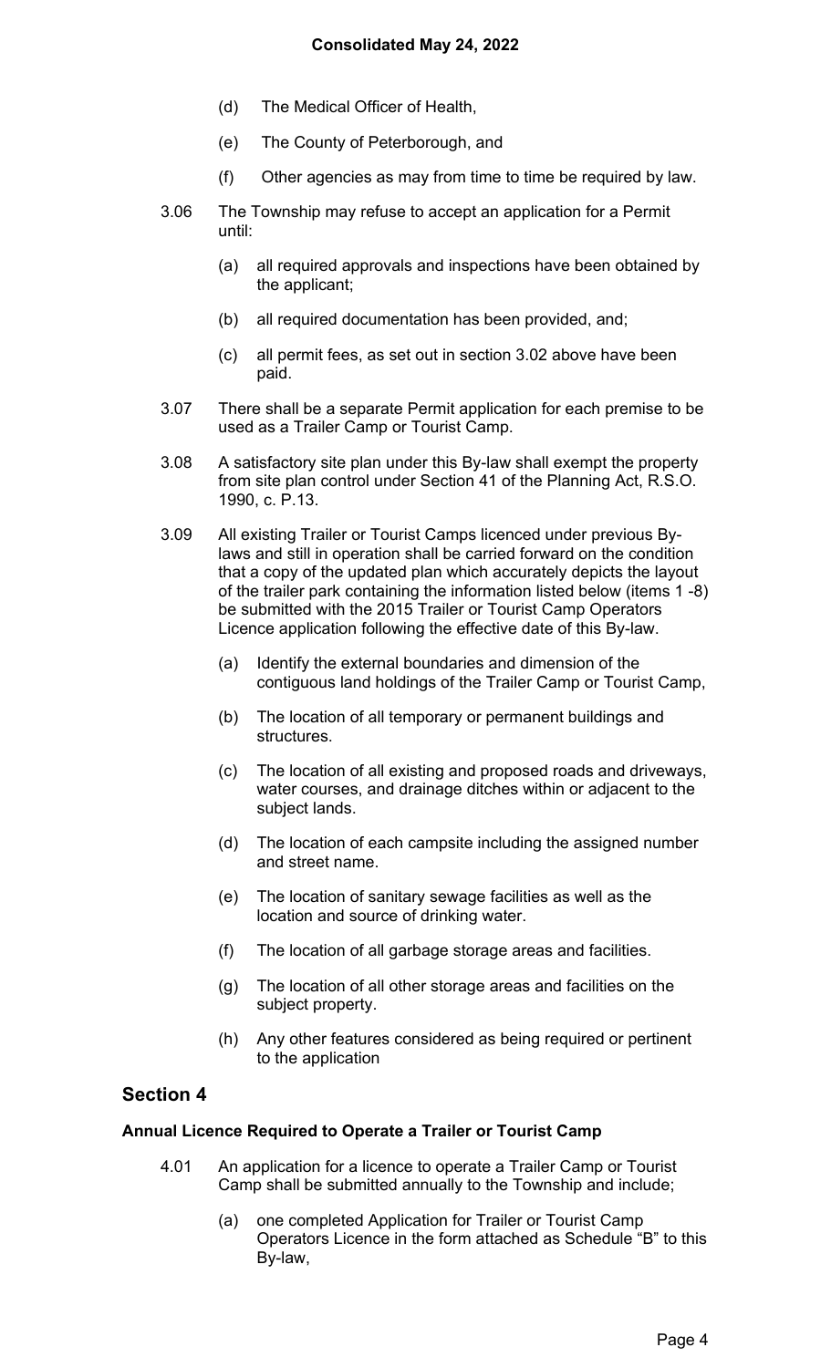(d) The Medical Officer of Health,

(e) The County of Peterborough, and

(f) Other agencies as may from time to time be required by law.

3.06 The Township may refuse to accept an application for a Permit until:

(a) all required approvals and inspections have been obtained by the applicant;

(b) all required documentation has been provided, and;

(c) all permit fees, as set out in section 3.02 above have been paid.

3.07 There shall be a separate Permit application for each premise to be used as a Trailer Camp or Tourist Camp.

3.08 A satisfactory site plan under this By-law shall exempt the property from site plan control under Section 41 of the Planning Act, R.S.O. 1990, c. P.13.

3.09 All existing Trailer or Tourist Camps licenced under previous By-laws and still in operation shall be carried forward on the condition that a copy of the updated plan which accurately depicts the layout of the trailer park containing the information listed below (items 1 -8) be submitted with the 2015 Trailer or Tourist Camp Operators Licence application following the effective date of this By-law.

(a) Identify the external boundaries and dimension of the contiguous land holdings of the Trailer Camp or Tourist Camp,

(b) The location of all temporary or permanent buildings and structures.

(c) The location of all existing and proposed roads and driveways, water courses, and drainage ditches within or adjacent to the subject lands.

(d) The location of each campsite including the assigned number and street name.

(e) The location of sanitary sewage facilities as well as the location and source of drinking water.

(f) The location of all garbage storage areas and facilities.

(g) The location of all other storage areas and facilities on the subject property.

(h) Any other features considered as being required or pertinent to the application

## Section 4

**Annual Licence Required to Operate a Trailer or Tourist Camp**

4.01 An application for a licence to operate a Trailer Camp or Tourist Camp shall be submitted annually to the Township and include;

(a) one completed Application for Trailer or Tourist Camp Operators Licence in the form attached as Schedule "B" to this By-law,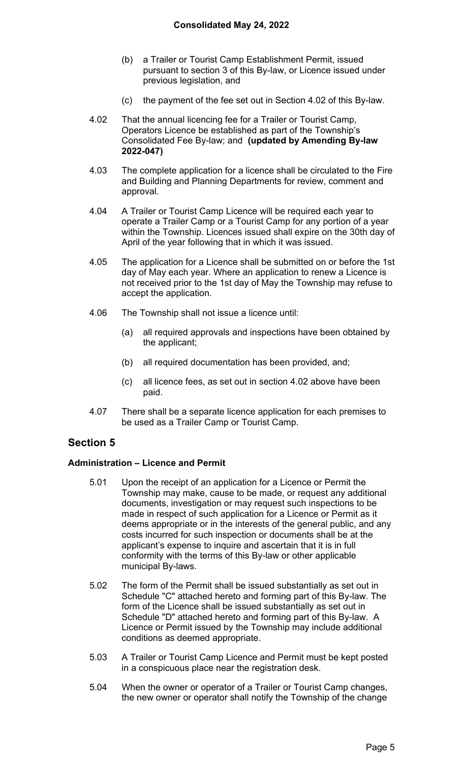(b) a Trailer or Tourist Camp Establishment Permit, issued pursuant to section 3 of this By-law, or Licence issued under previous legislation, and

(c) the payment of the fee set out in Section 4.02 of this By-law.

4.02 That the annual licencing fee for a Trailer or Tourist Camp, Operators Licence be established as part of the Township's Consolidated Fee By-law; and **(updated by Amending By-law 2022-047)**

4.03 The complete application for a licence shall be circulated to the Fire and Building and Planning Departments for review, comment and approval.

4.04 A Trailer or Tourist Camp Licence will be required each year to operate a Trailer Camp or a Tourist Camp for any portion of a year within the Township. Licences issued shall expire on the 30th day of April of the year following that in which it was issued.

4.05 The application for a Licence shall be submitted on or before the 1st day of May each year. Where an application to renew a Licence is not received prior to the 1st day of May the Township may refuse to accept the application.

4.06 The Township shall not issue a licence until:

(a) all required approvals and inspections have been obtained by the applicant;

(b) all required documentation has been provided, and;

(c) all licence fees, as set out in section 4.02 above have been paid.

4.07 There shall be a separate licence application for each premises to be used as a Trailer Camp or Tourist Camp.

## Section 5

### Administration – Licence and Permit

5.01 Upon the receipt of an application for a Licence or Permit the Township may make, cause to be made, or request any additional documents, investigation or may request such inspections to be made in respect of such application for a Licence or Permit as it deems appropriate or in the interests of the general public, and any costs incurred for such inspection or documents shall be at the applicant's expense to inquire and ascertain that it is in full conformity with the terms of this By-law or other applicable municipal By-laws.

5.02 The form of the Permit shall be issued substantially as set out in Schedule "C" attached hereto and forming part of this By-law. The form of the Licence shall be issued substantially as set out in Schedule "D" attached hereto and forming part of this By-law. A Licence or Permit issued by the Township may include additional conditions as deemed appropriate.

5.03 A Trailer or Tourist Camp Licence and Permit must be kept posted in a conspicuous place near the registration desk.

5.04 When the owner or operator of a Trailer or Tourist Camp changes, the new owner or operator shall notify the Township of the change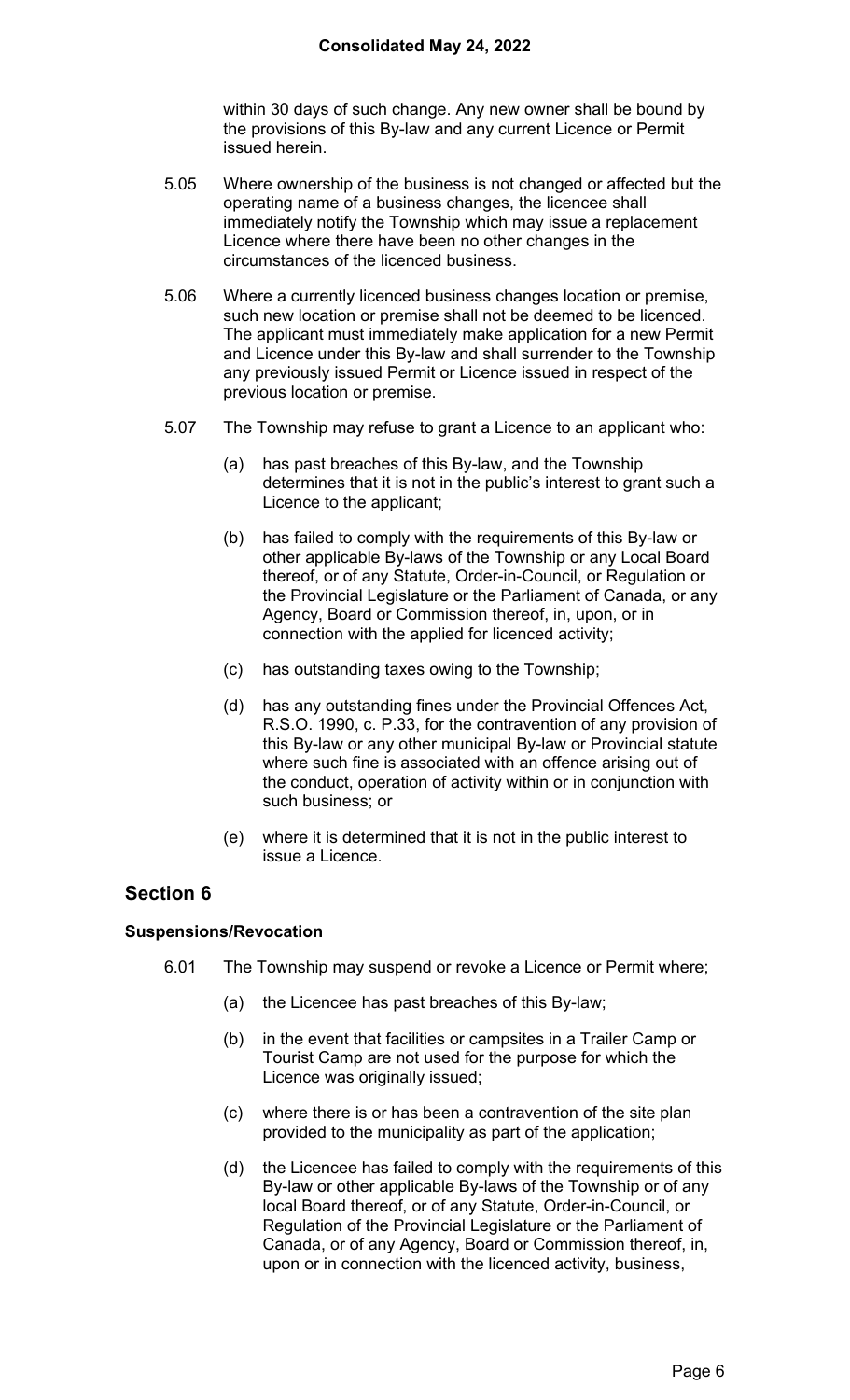within 30 days of such change. Any new owner shall be bound by the provisions of this By-law and any current Licence or Permit issued herein.

5.05 Where ownership of the business is not changed or affected but the operating name of a business changes, the licencee shall immediately notify the Township which may issue a replacement Licence where there have been no other changes in the circumstances of the licenced business.

5.06 Where a currently licenced business changes location or premise, such new location or premise shall not be deemed to be licenced. The applicant must immediately make application for a new Permit and Licence under this By-law and shall surrender to the Township any previously issued Permit or Licence issued in respect of the previous location or premise.

5.07 The Township may refuse to grant a Licence to an applicant who:

(a) has past breaches of this By-law, and the Township determines that it is not in the public's interest to grant such a Licence to the applicant;

(b) has failed to comply with the requirements of this By-law or other applicable By-laws of the Township or any Local Board thereof, or of any Statute, Order-in-Council, or Regulation or the Provincial Legislature or the Parliament of Canada, or any Agency, Board or Commission thereof, in, upon, or in connection with the applied for licenced activity;

(c) has outstanding taxes owing to the Township;

(d) has any outstanding fines under the Provincial Offences Act, R.S.O. 1990, c. P.33, for the contravention of any provision of this By-law or any other municipal By-law or Provincial statute where such fine is associated with an offence arising out of the conduct, operation of activity within or in conjunction with such business; or

(e) where it is determined that it is not in the public interest to issue a Licence.

## Section 6

### Suspensions/Revocation

6.01 The Township may suspend or revoke a Licence or Permit where;

(a) the Licencee has past breaches of this By-law;

(b) in the event that facilities or campsites in a Trailer Camp or Tourist Camp are not used for the purpose for which the Licence was originally issued;

(c) where there is or has been a contravention of the site plan provided to the municipality as part of the application;

(d) the Licencee has failed to comply with the requirements of this By-law or other applicable By-laws of the Township or of any local Board thereof, or of any Statute, Order-in-Council, or Regulation of the Provincial Legislature or the Parliament of Canada, or of any Agency, Board or Commission thereof, in, upon or in connection with the licenced activity, business,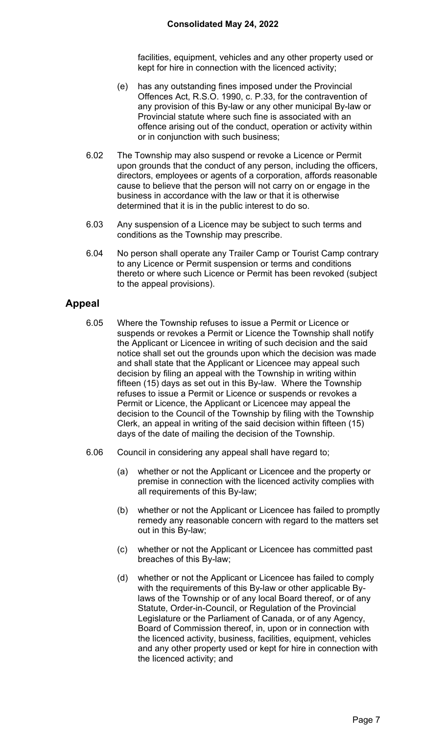facilities, equipment, vehicles and any other property used or kept for hire in connection with the licenced activity;

(e) has any outstanding fines imposed under the Provincial Offences Act, R.S.O. 1990, c. P.33, for the contravention of any provision of this By-law or any other municipal By-law or Provincial statute where such fine is associated with an offence arising out of the conduct, operation or activity within or in conjunction with such business;

6.02 The Township may also suspend or revoke a Licence or Permit upon grounds that the conduct of any person, including the officers, directors, employees or agents of a corporation, affords reasonable cause to believe that the person will not carry on or engage in the business in accordance with the law or that it is otherwise determined that it is in the public interest to do so.

6.03 Any suspension of a Licence may be subject to such terms and conditions as the Township may prescribe.

6.04 No person shall operate any Trailer Camp or Tourist Camp contrary to any Licence or Permit suspension or terms and conditions thereto or where such Licence or Permit has been revoked (subject to the appeal provisions).

## Appeal

6.05 Where the Township refuses to issue a Permit or Licence or suspends or revokes a Permit or Licence the Township shall notify the Applicant or Licencee in writing of such decision and the said notice shall set out the grounds upon which the decision was made and shall state that the Applicant or Licencee may appeal such decision by filing an appeal with the Township in writing within fifteen (15) days as set out in this By-law. Where the Township refuses to issue a Permit or Licence or suspends or revokes a Permit or Licence, the Applicant or Licencee may appeal the decision to the Council of the Township by filing with the Township Clerk, an appeal in writing of the said decision within fifteen (15) days of the date of mailing the decision of the Township.

6.06 Council in considering any appeal shall have regard to;

(a) whether or not the Applicant or Licencee and the property or premise in connection with the licenced activity complies with all requirements of this By-law;

(b) whether or not the Applicant or Licencee has failed to promptly remedy any reasonable concern with regard to the matters set out in this By-law;

(c) whether or not the Applicant or Licencee has committed past breaches of this By-law;

(d) whether or not the Applicant or Licencee has failed to comply with the requirements of this By-law or other applicable By-laws of the Township or of any local Board thereof, or of any Statute, Order-in-Council, or Regulation of the Provincial Legislature or the Parliament of Canada, or of any Agency, Board of Commission thereof, in, upon or in connection with the licenced activity, business, facilities, equipment, vehicles and any other property used or kept for hire in connection with the licenced activity; and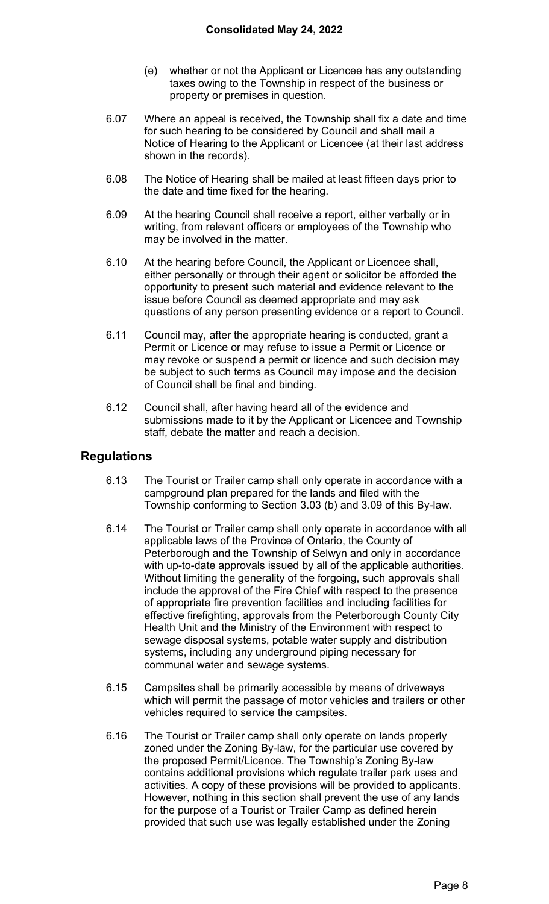(e) whether or not the Applicant or Licencee has any outstanding taxes owing to the Township in respect of the business or property or premises in question.

6.07 Where an appeal is received, the Township shall fix a date and time for such hearing to be considered by Council and shall mail a Notice of Hearing to the Applicant or Licencee (at their last address shown in the records).

6.08 The Notice of Hearing shall be mailed at least fifteen days prior to the date and time fixed for the hearing.

6.09 At the hearing Council shall receive a report, either verbally or in writing, from relevant officers or employees of the Township who may be involved in the matter.

6.10 At the hearing before Council, the Applicant or Licencee shall, either personally or through their agent or solicitor be afforded the opportunity to present such material and evidence relevant to the issue before Council as deemed appropriate and may ask questions of any person presenting evidence or a report to Council.

6.11 Council may, after the appropriate hearing is conducted, grant a Permit or Licence or may refuse to issue a Permit or Licence or may revoke or suspend a permit or licence and such decision may be subject to such terms as Council may impose and the decision of Council shall be final and binding.

6.12 Council shall, after having heard all of the evidence and submissions made to it by the Applicant or Licencee and Township staff, debate the matter and reach a decision.

## Regulations

6.13 The Tourist or Trailer camp shall only operate in accordance with a campground plan prepared for the lands and filed with the Township conforming to Section 3.03 (b) and 3.09 of this By-law.

6.14 The Tourist or Trailer camp shall only operate in accordance with all applicable laws of the Province of Ontario, the County of Peterborough and the Township of Selwyn and only in accordance with up-to-date approvals issued by all of the applicable authorities. Without limiting the generality of the forgoing, such approvals shall include the approval of the Fire Chief with respect to the presence of appropriate fire prevention facilities and including facilities for effective firefighting, approvals from the Peterborough County City Health Unit and the Ministry of the Environment with respect to sewage disposal systems, potable water supply and distribution systems, including any underground piping necessary for communal water and sewage systems.

6.15 Campsites shall be primarily accessible by means of driveways which will permit the passage of motor vehicles and trailers or other vehicles required to service the campsites.

6.16 The Tourist or Trailer camp shall only operate on lands properly zoned under the Zoning By-law, for the particular use covered by the proposed Permit/Licence. The Township's Zoning By-law contains additional provisions which regulate trailer park uses and activities. A copy of these provisions will be provided to applicants. However, nothing in this section shall prevent the use of any lands for the purpose of a Tourist or Trailer Camp as defined herein provided that such use was legally established under the Zoning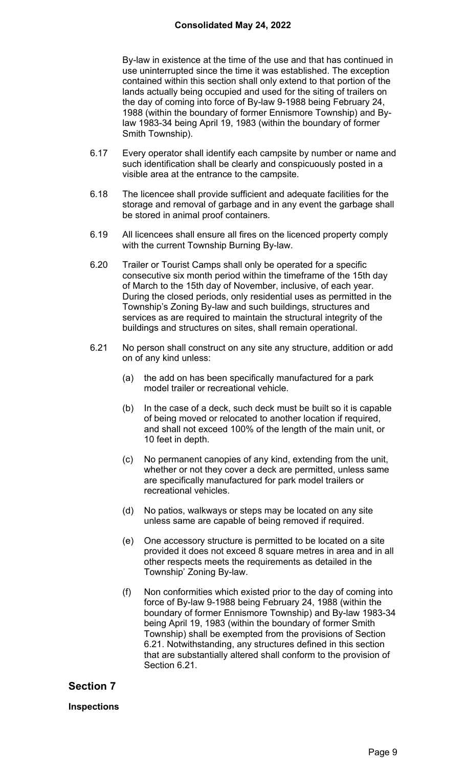By-law in existence at the time of the use and that has continued in use uninterrupted since the time it was established. The exception contained within this section shall only extend to that portion of the lands actually being occupied and used for the siting of trailers on the day of coming into force of By-law 9-1988 being February 24, 1988 (within the boundary of former Ennismore Township) and By-law 1983-34 being April 19, 1983 (within the boundary of former Smith Township).

6.17 Every operator shall identify each campsite by number or name and such identification shall be clearly and conspicuously posted in a visible area at the entrance to the campsite.

6.18 The licencee shall provide sufficient and adequate facilities for the storage and removal of garbage and in any event the garbage shall be stored in animal proof containers.

6.19 All licencees shall ensure all fires on the licenced property comply with the current Township Burning By-law.

6.20 Trailer or Tourist Camps shall only be operated for a specific consecutive six month period within the timeframe of the 15th day of March to the 15th day of November, inclusive, of each year. During the closed periods, only residential uses as permitted in the Township's Zoning By-law and such buildings, structures and services as are required to maintain the structural integrity of the buildings and structures on sites, shall remain operational.

6.21 No person shall construct on any site any structure, addition or add on of any kind unless:

(a) the add on has been specifically manufactured for a park model trailer or recreational vehicle.

(b) In the case of a deck, such deck must be built so it is capable of being moved or relocated to another location if required, and shall not exceed 100% of the length of the main unit, or 10 feet in depth.

(c) No permanent canopies of any kind, extending from the unit, whether or not they cover a deck are permitted, unless same are specifically manufactured for park model trailers or recreational vehicles.

(d) No patios, walkways or steps may be located on any site unless same are capable of being removed if required.

(e) One accessory structure is permitted to be located on a site provided it does not exceed 8 square metres in area and in all other respects meets the requirements as detailed in the Township' Zoning By-law.

(f) Non conformities which existed prior to the day of coming into force of By-law 9-1988 being February 24, 1988 (within the boundary of former Ennismore Township) and By-law 1983-34 being April 19, 1983 (within the boundary of former Smith Township) shall be exempted from the provisions of Section 6.21. Notwithstanding, any structures defined in this section that are substantially altered shall conform to the provision of Section 6.21.

## Section 7

**Inspections**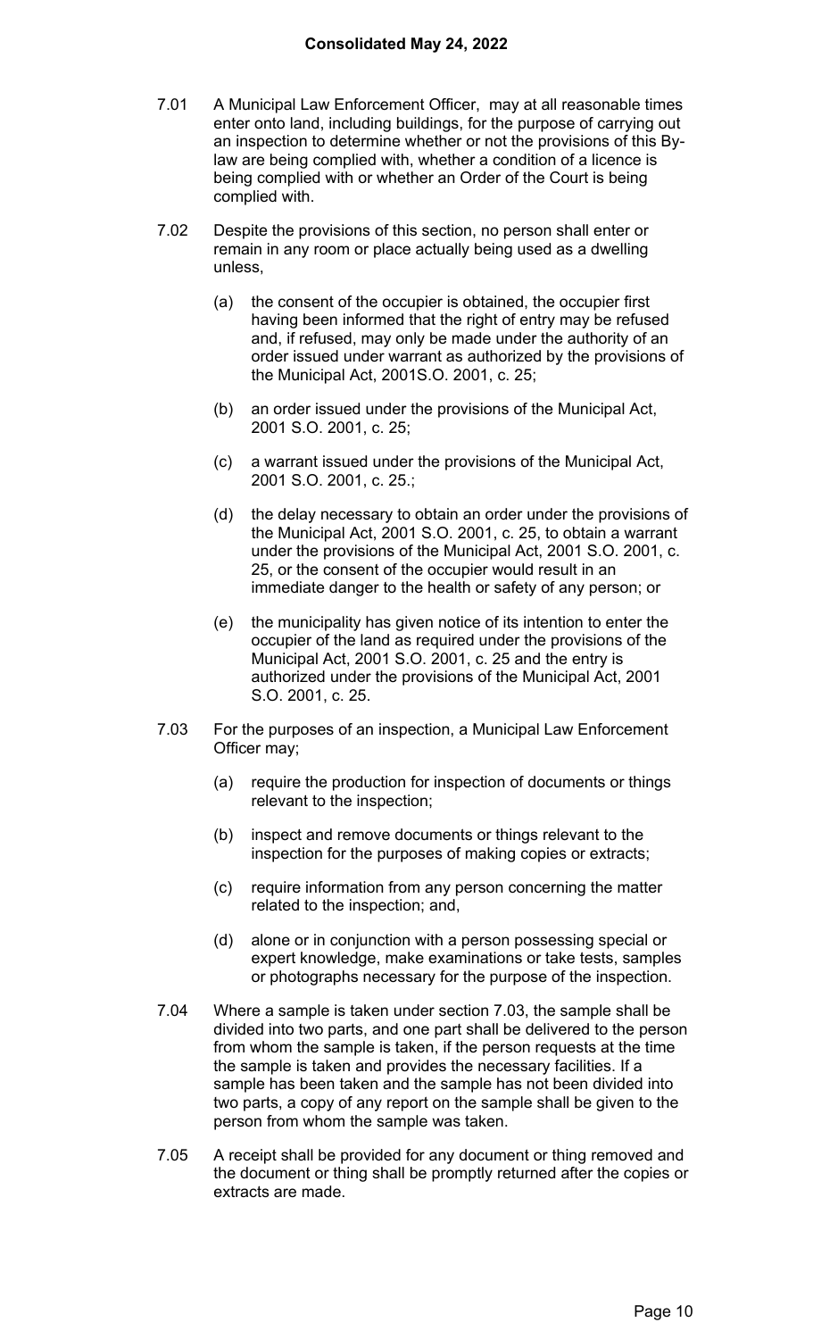7.01 A Municipal Law Enforcement Officer, may at all reasonable times enter onto land, including buildings, for the purpose of carrying out an inspection to determine whether or not the provisions of this By-law are being complied with, whether a condition of a licence is being complied with or whether an Order of the Court is being complied with.

7.02 Despite the provisions of this section, no person shall enter or remain in any room or place actually being used as a dwelling unless,

(a) the consent of the occupier is obtained, the occupier first having been informed that the right of entry may be refused and, if refused, may only be made under the authority of an order issued under warrant as authorized by the provisions of the Municipal Act, 2001S.O. 2001, c. 25;

(b) an order issued under the provisions of the Municipal Act, 2001 S.O. 2001, c. 25;

(c) a warrant issued under the provisions of the Municipal Act, 2001 S.O. 2001, c. 25.;

(d) the delay necessary to obtain an order under the provisions of the Municipal Act, 2001 S.O. 2001, c. 25, to obtain a warrant under the provisions of the Municipal Act, 2001 S.O. 2001, c. 25, or the consent of the occupier would result in an immediate danger to the health or safety of any person; or

(e) the municipality has given notice of its intention to enter the occupier of the land as required under the provisions of the Municipal Act, 2001 S.O. 2001, c. 25 and the entry is authorized under the provisions of the Municipal Act, 2001 S.O. 2001, c. 25.

7.03 For the purposes of an inspection, a Municipal Law Enforcement Officer may;

(a) require the production for inspection of documents or things relevant to the inspection;

(b) inspect and remove documents or things relevant to the inspection for the purposes of making copies or extracts;

(c) require information from any person concerning the matter related to the inspection; and,

(d) alone or in conjunction with a person possessing special or expert knowledge, make examinations or take tests, samples or photographs necessary for the purpose of the inspection.

7.04 Where a sample is taken under section 7.03, the sample shall be divided into two parts, and one part shall be delivered to the person from whom the sample is taken, if the person requests at the time the sample is taken and provides the necessary facilities. If a sample has been taken and the sample has not been divided into two parts, a copy of any report on the sample shall be given to the person from whom the sample was taken.

7.05 A receipt shall be provided for any document or thing removed and the document or thing shall be promptly returned after the copies or extracts are made.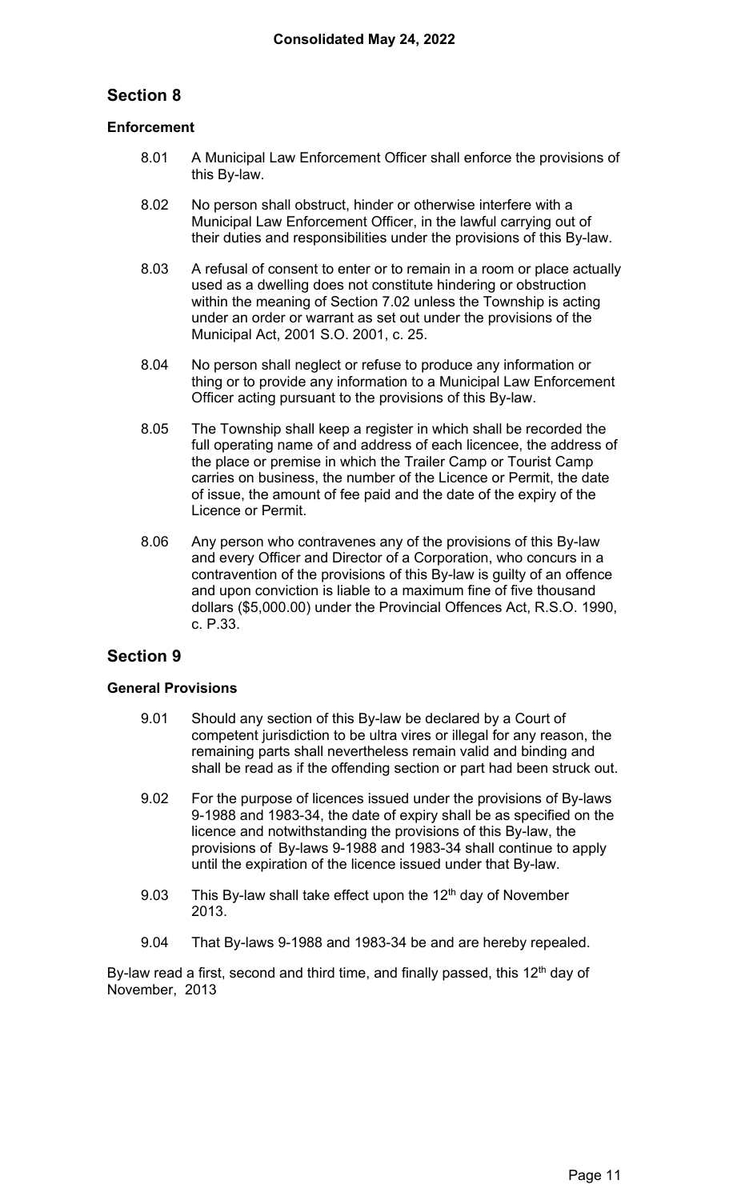**Consolidated May 24, 2022**

## Section 8

### Enforcement

8.01 A Municipal Law Enforcement Officer shall enforce the provisions of this By-law.

8.02 No person shall obstruct, hinder or otherwise interfere with a Municipal Law Enforcement Officer, in the lawful carrying out of their duties and responsibilities under the provisions of this By-law.

8.03 A refusal of consent to enter or to remain in a room or place actually used as a dwelling does not constitute hindering or obstruction within the meaning of Section 7.02 unless the Township is acting under an order or warrant as set out under the provisions of the Municipal Act, 2001 S.O. 2001, c. 25.

8.04 No person shall neglect or refuse to produce any information or thing or to provide any information to a Municipal Law Enforcement Officer acting pursuant to the provisions of this By-law.

8.05 The Township shall keep a register in which shall be recorded the full operating name of and address of each licencee, the address of the place or premise in which the Trailer Camp or Tourist Camp carries on business, the number of the Licence or Permit, the date of issue, the amount of fee paid and the date of the expiry of the Licence or Permit.

8.06 Any person who contravenes any of the provisions of this By-law and every Officer and Director of a Corporation, who concurs in a contravention of the provisions of this By-law is guilty of an offence and upon conviction is liable to a maximum fine of five thousand dollars ($5,000.00) under the Provincial Offences Act, R.S.O. 1990, c. P.33.

## Section 9

### General Provisions

9.01 Should any section of this By-law be declared by a Court of competent jurisdiction to be ultra vires or illegal for any reason, the remaining parts shall nevertheless remain valid and binding and shall be read as if the offending section or part had been struck out.

9.02 For the purpose of licences issued under the provisions of By-laws 9-1988 and 1983-34, the date of expiry shall be as specified on the licence and notwithstanding the provisions of this By-law, the provisions of By-laws 9-1988 and 1983-34 shall continue to apply until the expiration of the licence issued under that By-law.

9.03 This By-law shall take effect upon the 12th day of November 2013.

9.04 That By-laws 9-1988 and 1983-34 be and are hereby repealed.

By-law read a first, second and third time, and finally passed, this 12th day of November, 2013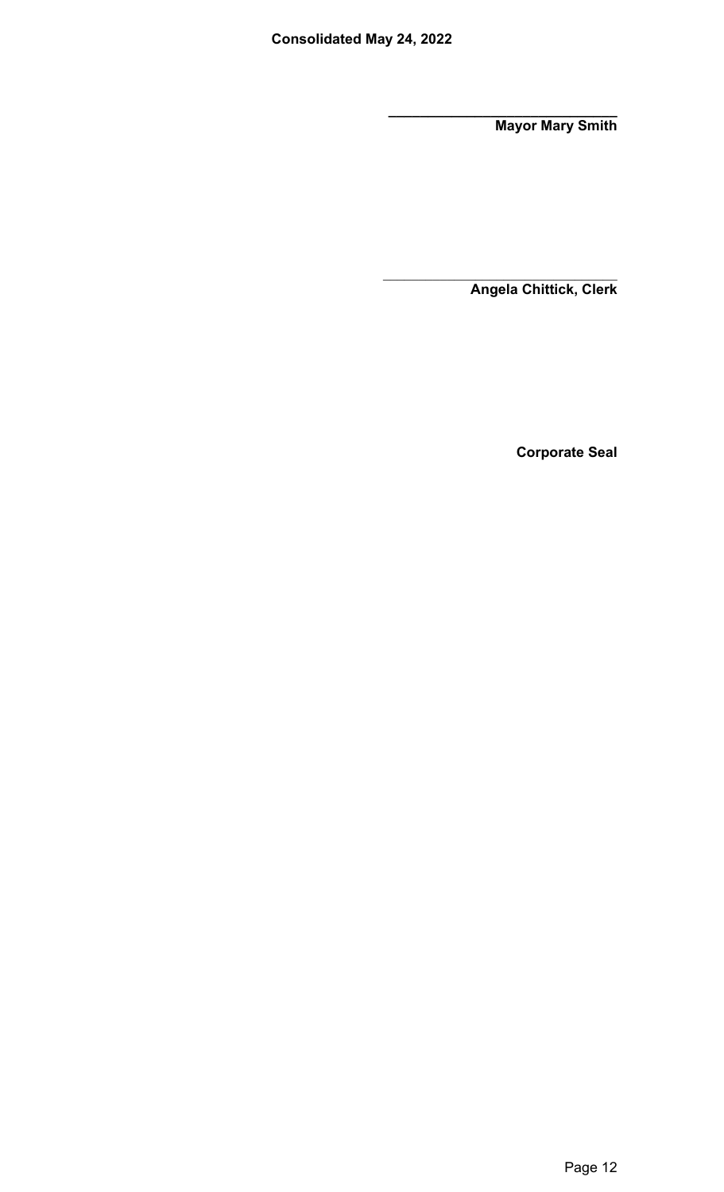**Consolidated May 24, 2022**

\_\_\_\_\_\_\_\_\_\_\_\_\_\_\_\_\_\_\_\_\_\_\_\_\_\_\_\_\_\_
**Mayor Mary Smith**

\_\_\_\_\_\_\_\_\_\_\_\_\_\_\_\_\_\_\_\_\_\_\_\_\_\_\_\_\_\_
**Angela Chittick, Clerk**

**Corporate Seal**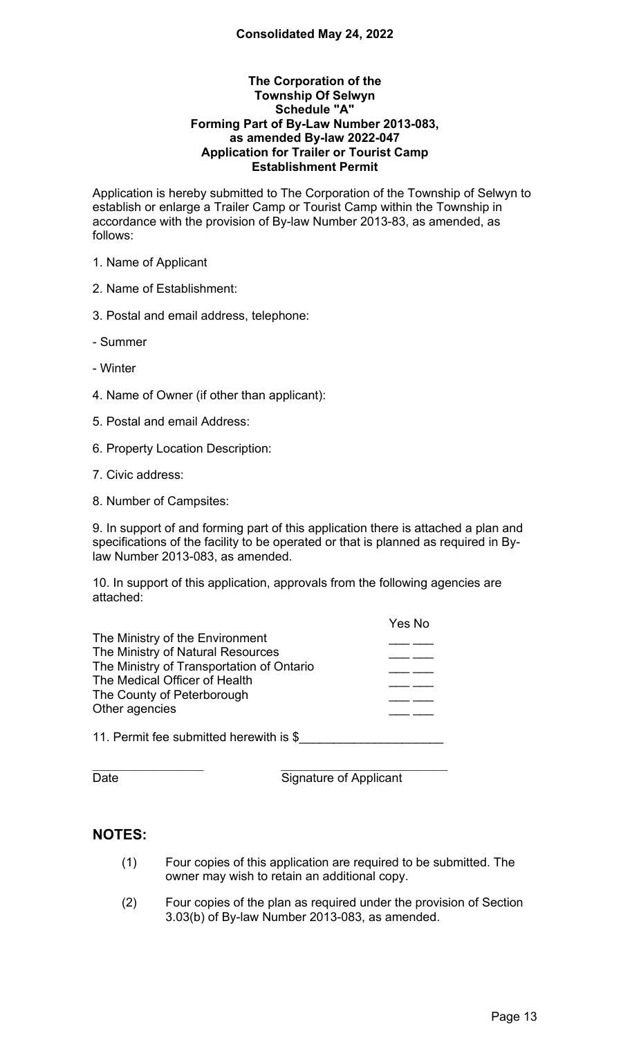**Consolidated May 24, 2022**

**The Corporation of the**
**Township Of Selwyn**
**Schedule "A"**
**Forming Part of By-Law Number 2013-083,**
**as amended By-law 2022-047**
**Application for Trailer or Tourist Camp**
**Establishment Permit**

Application is hereby submitted to The Corporation of the Township of Selwyn to establish or enlarge a Trailer Camp or Tourist Camp within the Township in accordance with the provision of By-law Number 2013-83, as amended, as follows:

1. Name of Applicant

2. Name of Establishment:

3. Postal and email address, telephone:

- Summer

- Winter

4. Name of Owner (if other than applicant):

5. Postal and email Address:

6. Property Location Description:

7. Civic address:

8. Number of Campsites:

9. In support of and forming part of this application there is attached a plan and specifications of the facility to be operated or that is planned as required in By-law Number 2013-083, as amended.

10. In support of this application, approvals from the following agencies are attached:

| | Yes | No |
|---|---|---|
| The Ministry of the Environment | ___ | ___ |
| The Ministry of Natural Resources | ___ | ___ |
| The Ministry of Transportation of Ontario | ___ | ___ |
| The Medical Officer of Health | ___ | ___ |
| The County of Peterborough | ___ | ___ |
| Other agencies | ___ | ___ |

11. Permit fee submitted herewith is $____________________

_________________ _________________________

Date Signature of Applicant

## NOTES:

(1) Four copies of this application are required to be submitted. The owner may wish to retain an additional copy.

(2) Four copies of the plan as required under the provision of Section 3.03(b) of By-law Number 2013-083, as amended.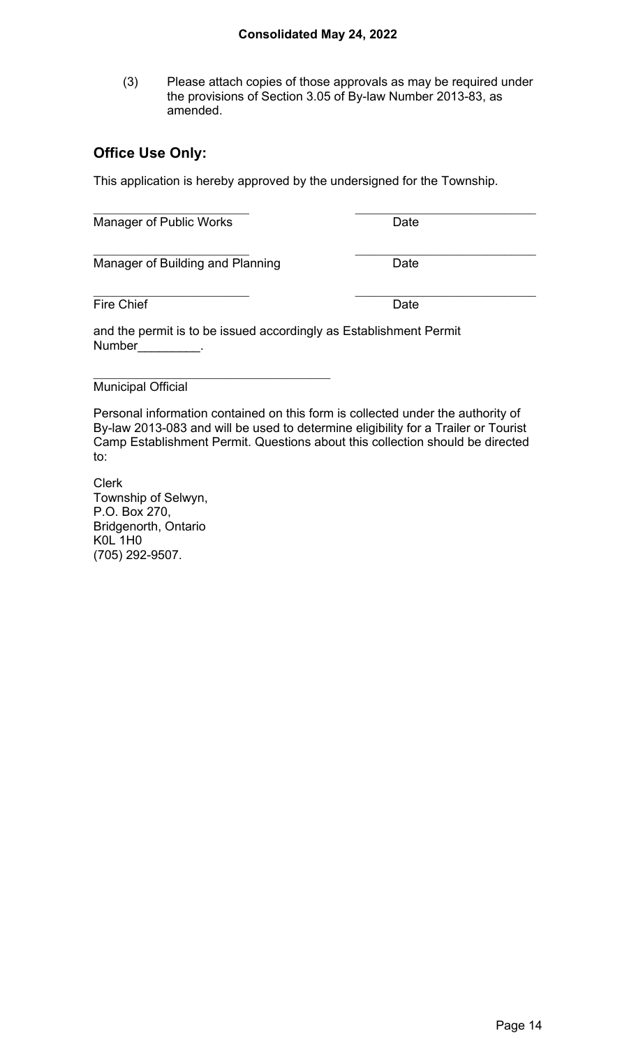(3) Please attach copies of those approvals as may be required under the provisions of Section 3.05 of By-law Number 2013-83, as amended.

## Office Use Only:

This application is hereby approved by the undersigned for the Township.

| | |
|---|---|
| ______________________ | ______________________ |
| Manager of Public Works | Date |
| ______________________ | ______________________ |
| Manager of Building and Planning | Date |
| ______________________ | ______________________ |
| Fire Chief | Date |

and the permit is to be issued accordingly as Establishment Permit Number_________.

__________________________________
Municipal Official

Personal information contained on this form is collected under the authority of By-law 2013-083 and will be used to determine eligibility for a Trailer or Tourist Camp Establishment Permit. Questions about this collection should be directed to:

Clerk
Township of Selwyn,
P.O. Box 270,
Bridgenorth, Ontario
K0L 1H0
(705) 292-9507.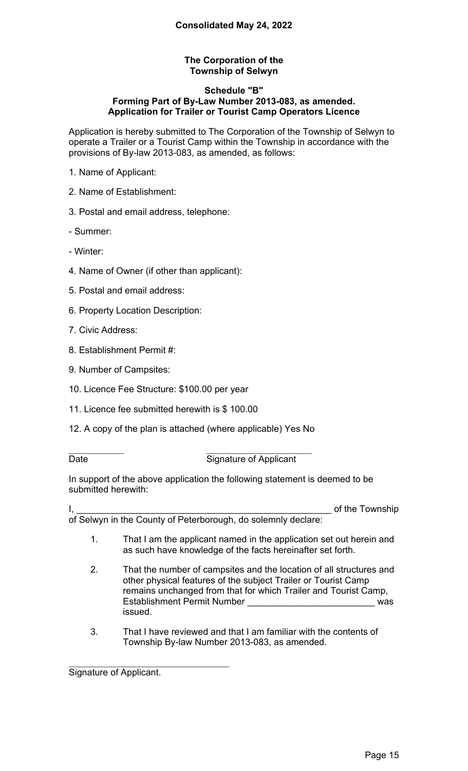**Consolidated May 24, 2022**

**The Corporation of the Township of Selwyn**

**Schedule "B"**
**Forming Part of By-Law Number 2013-083, as amended.**
**Application for Trailer or Tourist Camp Operators Licence**

Application is hereby submitted to The Corporation of the Township of Selwyn to operate a Trailer or a Tourist Camp within the Township in accordance with the provisions of By-law 2013-083, as amended, as follows:

1. Name of Applicant:

2. Name of Establishment:

3. Postal and email address, telephone:

- Summer:

- Winter:

4. Name of Owner (if other than applicant):

5. Postal and email address:

6. Property Location Description:

7. Civic Address:

8. Establishment Permit #:

9. Number of Campsites:

10. Licence Fee Structure: $100.00 per year

11. Licence fee submitted herewith is $ 100.00

12. A copy of the plan is attached (where applicable) Yes No

\_\_\_\_\_\_\_\_\_\_\_ \_\_\_\_\_\_\_\_\_\_\_\_\_\_\_\_\_\_\_\_\_\_
Date Signature of Applicant

In support of the above application the following statement is deemed to be submitted herewith:

I, \_\_\_\_\_\_\_\_\_\_\_\_\_\_\_\_\_\_\_\_\_\_\_\_\_\_\_\_\_\_\_\_\_\_\_\_\_\_\_\_\_\_\_\_\_\_\_\_\_\_ of the Township of Selwyn in the County of Peterborough, do solemnly declare:

1. That I am the applicant named in the application set out herein and as such have knowledge of the facts hereinafter set forth.

2. That the number of campsites and the location of all structures and other physical features of the subject Trailer or Tourist Camp remains unchanged from that for which Trailer and Tourist Camp, Establishment Permit Number \_\_\_\_\_\_\_\_\_\_\_\_\_\_\_\_\_\_\_\_\_\_\_\_\_ was issued.

3. That I have reviewed and that I am familiar with the contents of Township By-law Number 2013-083, as amended.

\_\_\_\_\_\_\_\_\_\_\_\_\_\_\_\_\_\_\_\_\_\_\_\_\_\_\_\_\_\_\_\_\_\_
Signature of Applicant.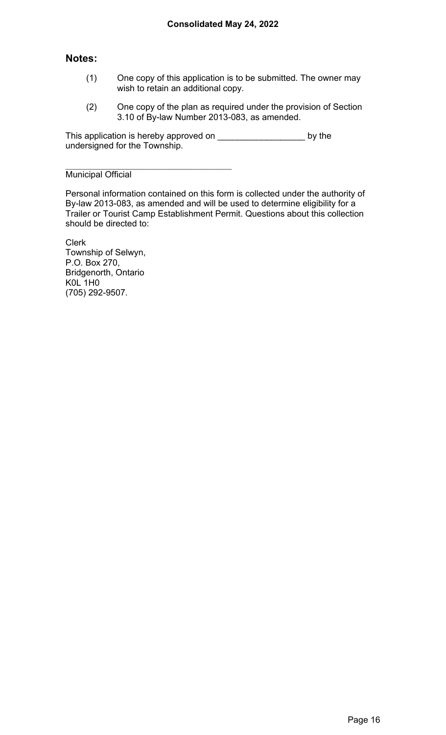## Notes:

(1) One copy of this application is to be submitted. The owner may wish to retain an additional copy.

(2) One copy of the plan as required under the provision of Section 3.10 of By-law Number 2013-083, as amended.

This application is hereby approved on ___________________ by the undersigned for the Township.

_____________________________________
Municipal Official

Personal information contained on this form is collected under the authority of By-law 2013-083, as amended and will be used to determine eligibility for a Trailer or Tourist Camp Establishment Permit. Questions about this collection should be directed to:

Clerk
Township of Selwyn,
P.O. Box 270,
Bridgenorth, Ontario
K0L 1H0
(705) 292-9507.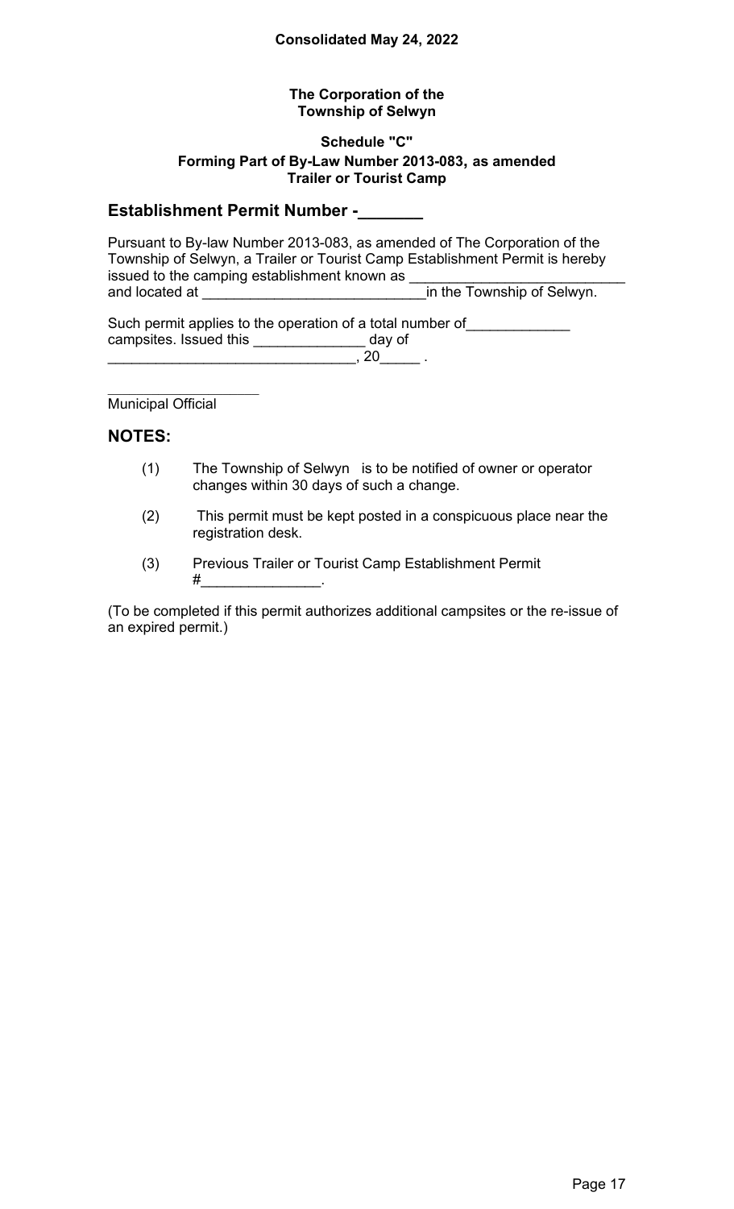**Consolidated May 24, 2022**

**The Corporation of the Township of Selwyn**

**Schedule "C"**
**Forming Part of By-Law Number 2013-083, as amended**
**Trailer or Tourist Camp**

## Establishment Permit Number -_______

Pursuant to By-law Number 2013-083, as amended of The Corporation of the Township of Selwyn, a Trailer or Tourist Camp Establishment Permit is hereby issued to the camping establishment known as ___________________________ and located at ____________________________in the Township of Selwyn.

Such permit applies to the operation of a total number of_____________ campsites. Issued this ______________ day of ______________________________, 20_____ .

____________________
Municipal Official

## NOTES:

(1) The Township of Selwyn is to be notified of owner or operator changes within 30 days of such a change.

(2) This permit must be kept posted in a conspicuous place near the registration desk.

(3) Previous Trailer or Tourist Camp Establishment Permit #_______________.

(To be completed if this permit authorizes additional campsites or the re-issue of an expired permit.)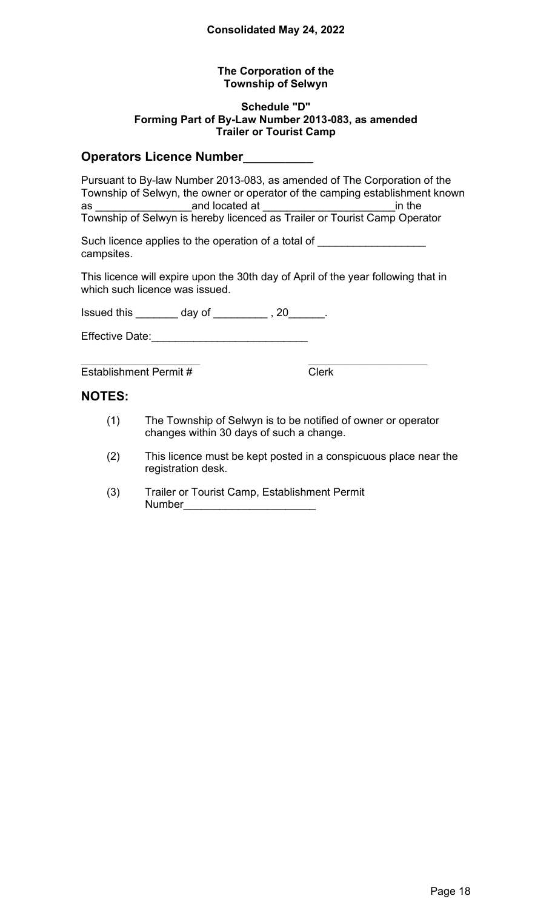**Consolidated May 24, 2022**

**The Corporation of the Township of Selwyn**

**Schedule "D"**
**Forming Part of By-Law Number 2013-083, as amended**
**Trailer or Tourist Camp**

## Operators Licence Number__________

Pursuant to By-law Number 2013-083, as amended of The Corporation of the Township of Selwyn, the owner or operator of the camping establishment known as ________________and located at ______________________in the Township of Selwyn is hereby licenced as Trailer or Tourist Camp Operator

Such licence applies to the operation of a total of __________________ campsites.

This licence will expire upon the 30th day of April of the year following that in which such licence was issued.

Issued this _______ day of _________ , 20______.

Effective Date:__________________________

____________________ &nbsp;&nbsp;&nbsp;&nbsp;&nbsp;&nbsp;&nbsp;&nbsp; ____________________
Establishment Permit # &nbsp;&nbsp;&nbsp;&nbsp;&nbsp;&nbsp;&nbsp;&nbsp; Clerk

## NOTES:

(1) The Township of Selwyn is to be notified of owner or operator changes within 30 days of such a change.

(2) This licence must be kept posted in a conspicuous place near the registration desk.

(3) Trailer or Tourist Camp, Establishment Permit Number______________________